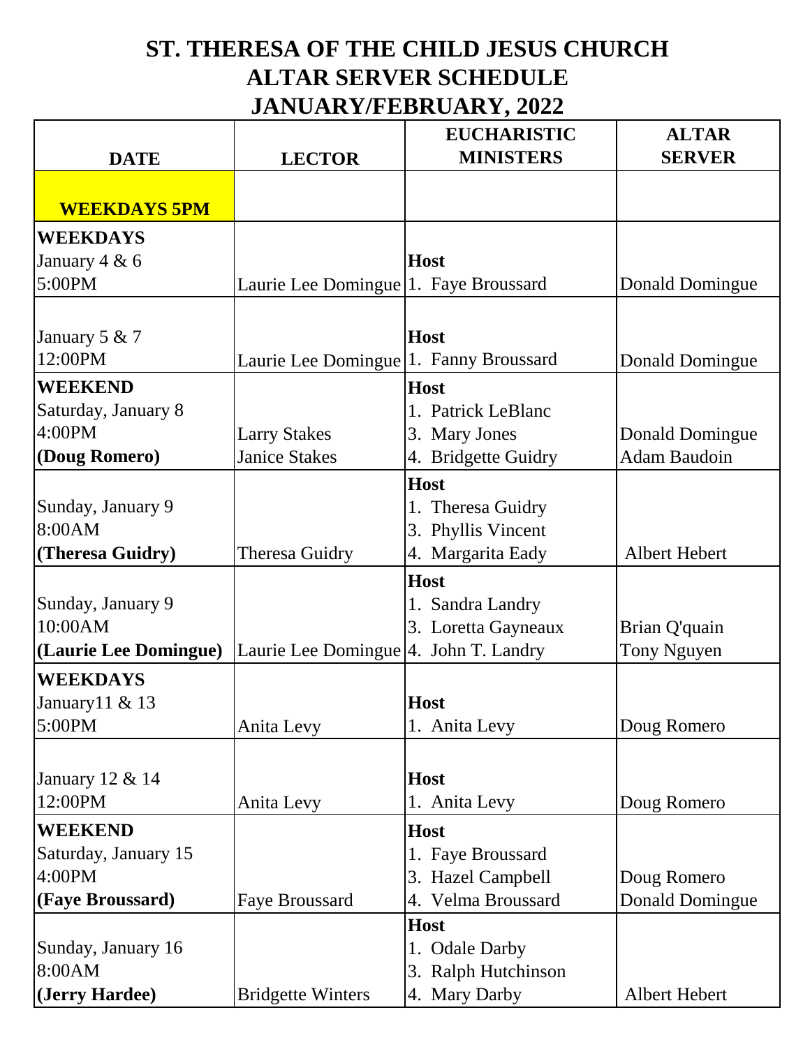# ST. THERESA OF THE CHILD JESUS CHURCH
# ALTAR SERVER SCHEDULE
# JANUARY/FEBRUARY, 2022

| DATE | LECTOR | EUCHARISTIC MINISTERS | ALTAR SERVER |
|---|---|---|---|
| **WEEKDAYS 5PM** | | | |
| **WEEKDAYS**<br>January 4 & 6<br>5:00PM | Laurie Lee Domingue | **Host**<br>1. Faye Broussard | Donald Domingue |
| January 5 & 7<br>12:00PM | Laurie Lee Domingue | **Host**<br>1. Fanny Broussard | Donald Domingue |
| **WEEKEND**<br>Saturday, January 8<br>4:00PM<br>**(Doug Romero)** | Larry Stakes<br>Janice Stakes | **Host**<br>1. Patrick LeBlanc<br>3. Mary Jones<br>4. Bridgette Guidry | Donald Domingue<br>Adam Baudoin |
| Sunday, January 9<br>8:00AM<br>**(Theresa Guidry)** | Theresa Guidry | **Host**<br>1. Theresa Guidry<br>3. Phyllis Vincent<br>4. Margarita Eady | Albert Hebert |
| Sunday, January 9<br>10:00AM<br>**(Laurie Lee Domingue)** | Laurie Lee Domingue | **Host**<br>1. Sandra Landry<br>3. Loretta Gayneaux<br>4. John T. Landry | Brian Q'quain<br>Tony Nguyen |
| **WEEKDAYS**<br>January11 & 13<br>5:00PM | Anita Levy | **Host**<br>1. Anita Levy | Doug Romero |
| January 12 & 14<br>12:00PM | Anita Levy | **Host**<br>1. Anita Levy | Doug Romero |
| **WEEKEND**<br>Saturday, January 15<br>4:00PM<br>**(Faye Broussard)** | Faye Broussard | **Host**<br>1. Faye Broussard<br>3. Hazel Campbell<br>4. Velma Broussard | Doug Romero<br>Donald Domingue |
| Sunday, January 16<br>8:00AM<br>**(Jerry Hardee)** | Bridgette Winters | **Host**<br>1. Odale Darby<br>3. Ralph Hutchinson<br>4. Mary Darby | Albert Hebert |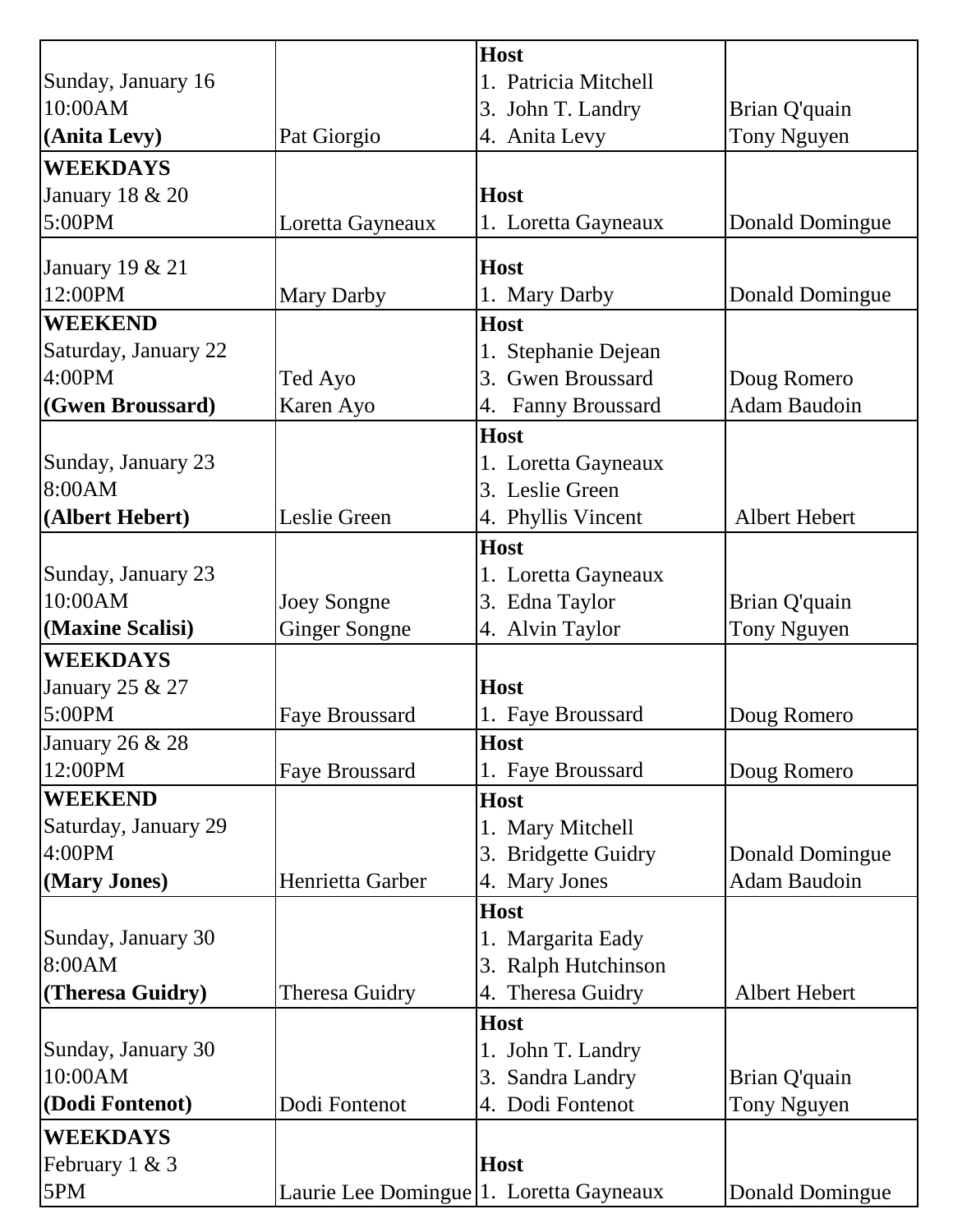| | | | |
|---|---|---|---|
| Sunday, January 16<br>10:00AM<br>**(Anita Levy)** | Pat Giorgio | **Host**<br>1. Patricia Mitchell<br>3. John T. Landry<br>4. Anita Levy | Brian Q'quain<br>Tony Nguyen |
| **WEEKDAYS**<br>January 18 & 20<br>5:00PM | Loretta Gayneaux | **Host**<br>1. Loretta Gayneaux | Donald Domingue |
| January 19 & 21<br>12:00PM | Mary Darby | **Host**<br>1. Mary Darby | Donald Domingue |
| **WEEKEND**<br>Saturday, January 22<br>4:00PM<br>**(Gwen Broussard)** | Ted Ayo<br>Karen Ayo | **Host**<br>1. Stephanie Dejean<br>3. Gwen Broussard<br>4. Fanny Broussard | Doug Romero<br>Adam Baudoin |
| Sunday, January 23<br>8:00AM<br>**(Albert Hebert)** | Leslie Green | **Host**<br>1. Loretta Gayneaux<br>3. Leslie Green<br>4. Phyllis Vincent | Albert Hebert |
| Sunday, January 23<br>10:00AM<br>**(Maxine Scalisi)** | Joey Songne<br>Ginger Songne | **Host**<br>1. Loretta Gayneaux<br>3. Edna Taylor<br>4. Alvin Taylor | Brian Q'quain<br>Tony Nguyen |
| **WEEKDAYS**<br>January 25 & 27<br>5:00PM | Faye Broussard | **Host**<br>1. Faye Broussard | Doug Romero |
| January 26 & 28<br>12:00PM | Faye Broussard | **Host**<br>1. Faye Broussard | Doug Romero |
| **WEEKEND**<br>Saturday, January 29<br>4:00PM<br>**(Mary Jones)** | Henrietta Garber | **Host**<br>1. Mary Mitchell<br>3. Bridgette Guidry<br>4. Mary Jones | Donald Domingue<br>Adam Baudoin |
| Sunday, January 30<br>8:00AM<br>**(Theresa Guidry)** | Theresa Guidry | **Host**<br>1. Margarita Eady<br>3. Ralph Hutchinson<br>4. Theresa Guidry | Albert Hebert |
| Sunday, January 30<br>10:00AM<br>**(Dodi Fontenot)** | Dodi Fontenot | **Host**<br>1. John T. Landry<br>3. Sandra Landry<br>4. Dodi Fontenot | Brian Q'quain<br>Tony Nguyen |
| **WEEKDAYS**<br>February 1 & 3<br>5PM | Laurie Lee Domingue | **Host**<br>1. Loretta Gayneaux | Donald Domingue |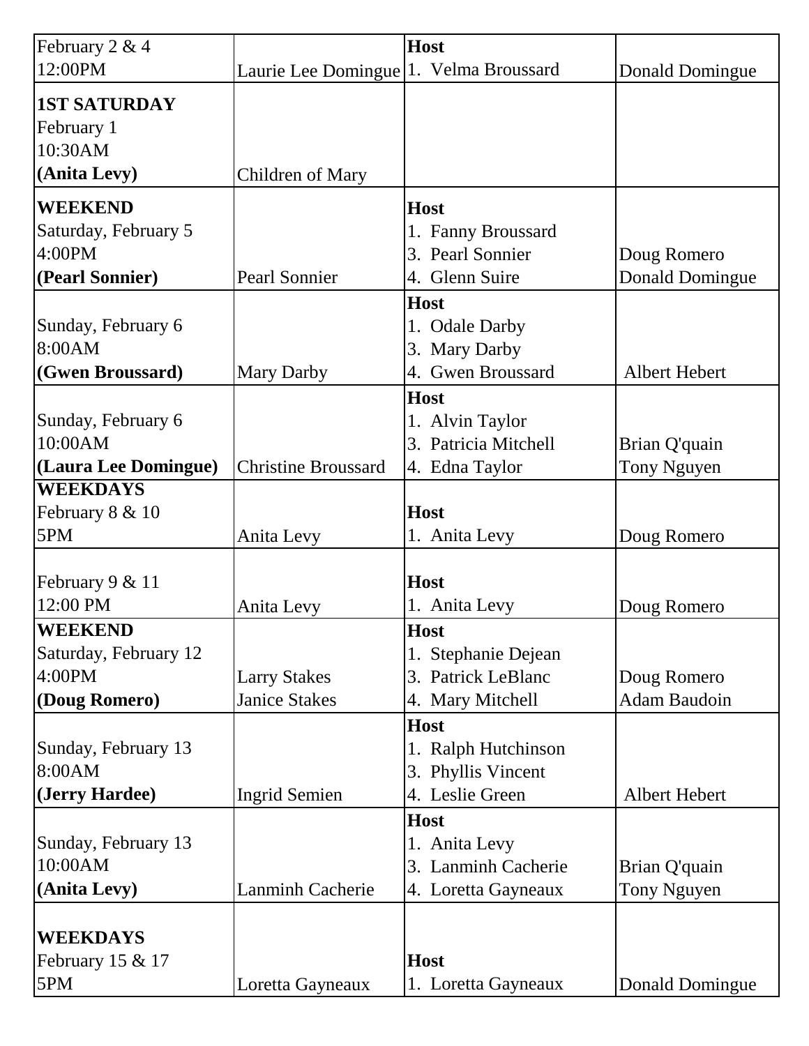| | | | |
|---|---|---|---|
| February 2 & 4<br>12:00PM | Laurie Lee Domingue | **Host**<br>1. Velma Broussard | Donald Domingue |
| **1ST SATURDAY**<br>February 1<br>10:30AM<br>**(Anita Levy)** | Children of Mary | | |
| **WEEKEND**<br>Saturday, February 5<br>4:00PM<br>**(Pearl Sonnier)** | Pearl Sonnier | **Host**<br>1. Fanny Broussard<br>3. Pearl Sonnier<br>4. Glenn Suire | Doug Romero<br>Donald Domingue |
| Sunday, February 6<br>8:00AM<br>**(Gwen Broussard)** | Mary Darby | **Host**<br>1. Odale Darby<br>3. Mary Darby<br>4. Gwen Broussard | Albert Hebert |
| Sunday, February 6<br>10:00AM<br>**(Laura Lee Domingue)** | Christine Broussard | **Host**<br>1. Alvin Taylor<br>3. Patricia Mitchell<br>4. Edna Taylor | Brian Q'quain<br>Tony Nguyen |
| **WEEKDAYS**<br>February 8 & 10<br>5PM | Anita Levy | **Host**<br>1. Anita Levy | Doug Romero |
| February 9 & 11<br>12:00 PM | Anita Levy | **Host**<br>1. Anita Levy | Doug Romero |
| **WEEKEND**<br>Saturday, February 12<br>4:00PM<br>**(Doug Romero)** | Larry Stakes<br>Janice Stakes | **Host**<br>1. Stephanie Dejean<br>3. Patrick LeBlanc<br>4. Mary Mitchell | Doug Romero<br>Adam Baudoin |
| Sunday, February 13<br>8:00AM<br>**(Jerry Hardee)** | Ingrid Semien | **Host**<br>1. Ralph Hutchinson<br>3. Phyllis Vincent<br>4. Leslie Green | Albert Hebert |
| Sunday, February 13<br>10:00AM<br>**(Anita Levy)** | Lanminh Cacherie | **Host**<br>1. Anita Levy<br>3. Lanminh Cacherie<br>4. Loretta Gayneaux | Brian Q'quain<br>Tony Nguyen |
| **WEEKDAYS**<br>February 15 & 17<br>5PM | Loretta Gayneaux | **Host**<br>1. Loretta Gayneaux | Donald Domingue |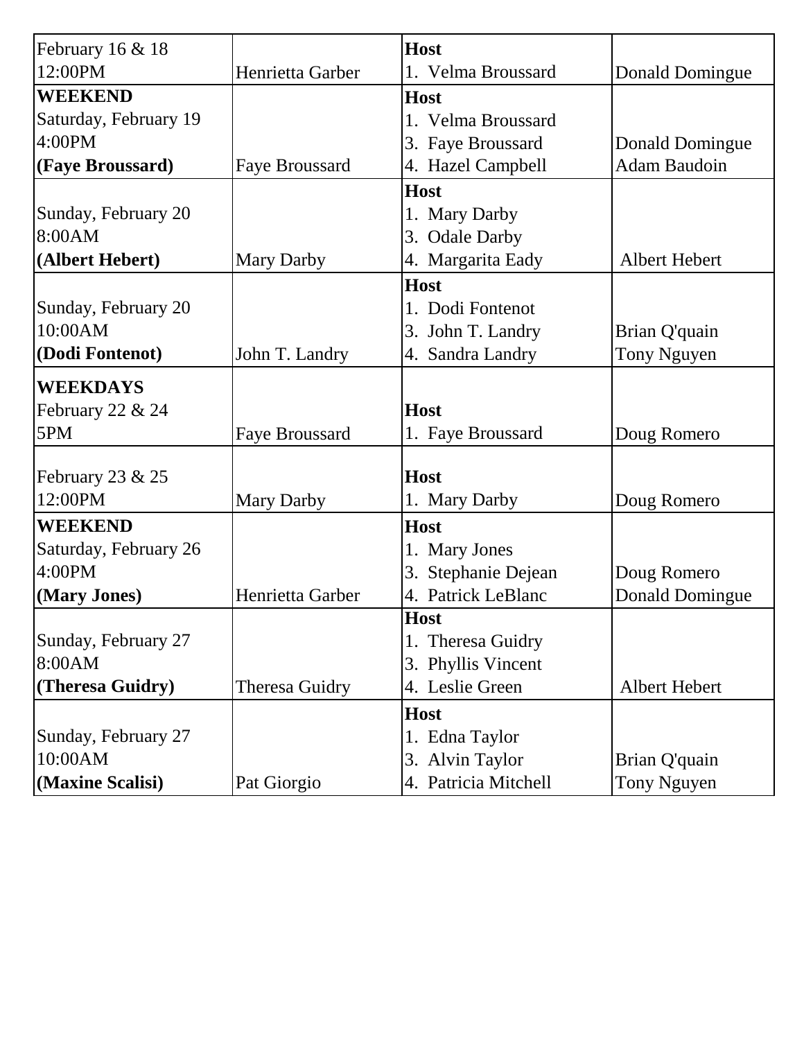| | | | |
|---|---|---|---|
| February 16 & 18<br>12:00PM | Henrietta Garber | **Host**<br>1. Velma Broussard | Donald Domingue |
| **WEEKEND**<br>Saturday, February 19<br>4:00PM<br>**(Faye Broussard)** | Faye Broussard | **Host**<br>1. Velma Broussard<br>3. Faye Broussard<br>4. Hazel Campbell | Donald Domingue<br>Adam Baudoin |
| Sunday, February 20<br>8:00AM<br>**(Albert Hebert)** | Mary Darby | **Host**<br>1. Mary Darby<br>3. Odale Darby<br>4. Margarita Eady | Albert Hebert |
| Sunday, February 20<br>10:00AM<br>**(Dodi Fontenot)** | John T. Landry | **Host**<br>1. Dodi Fontenot<br>3. John T. Landry<br>4. Sandra Landry | Brian Q'quain<br>Tony Nguyen |
| **WEEKDAYS**<br>February 22 & 24<br>5PM | Faye Broussard | **Host**<br>1. Faye Broussard | Doug Romero |
| February 23 & 25<br>12:00PM | Mary Darby | **Host**<br>1. Mary Darby | Doug Romero |
| **WEEKEND**<br>Saturday, February 26<br>4:00PM<br>**(Mary Jones)** | Henrietta Garber | **Host**<br>1. Mary Jones<br>3. Stephanie Dejean<br>4. Patrick LeBlanc | Doug Romero<br>Donald Domingue |
| Sunday, February 27<br>8:00AM<br>**(Theresa Guidry)** | Theresa Guidry | **Host**<br>1. Theresa Guidry<br>3. Phyllis Vincent<br>4. Leslie Green | Albert Hebert |
| Sunday, February 27<br>10:00AM<br>**(Maxine Scalisi)** | Pat Giorgio | **Host**<br>1. Edna Taylor<br>3. Alvin Taylor<br>4. Patricia Mitchell | Brian Q'quain<br>Tony Nguyen |